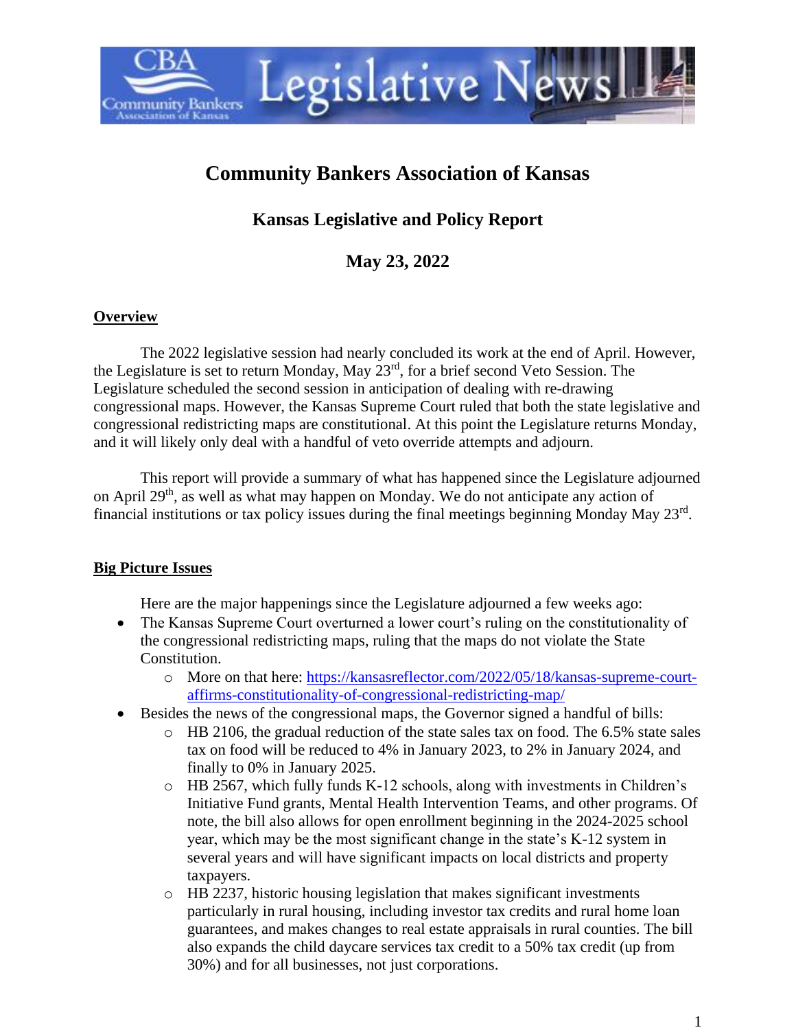# Community Bankers Association of Kansas

## Kansas Legislative and Policy Report

## May 23, 2022

### Overview

The 2022 legislative session had nearly concluded its work at the end of April. However, the Legislature is set to return Monday, May 23rd, for a brief second Veto Session. The Legislature scheduled the second session in anticipation of dealing with re-drawing congressional maps. However, the Kansas Supreme Court ruled that both the state legislative and congressional redistricting maps are constitutional. At this point the Legislature returns Monday, and it will likely only deal with a handful of veto override attempts and adjourn.

This report will provide a summary of what has happened since the Legislature adjourned on April 29th, as well as what may happen on Monday. We do not anticipate any action of financial institutions or tax policy issues during the final meetings beginning Monday May 23rd.

### Big Picture Issues

Here are the major happenings since the Legislature adjourned a few weeks ago:

- The Kansas Supreme Court overturned a lower court's ruling on the constitutionality of the congressional redistricting maps, ruling that the maps do not violate the State Constitution.
  - More on that here: [https://kansasreflector.com/2022/05/18/kansas-supreme-court-affirms-constitutionality-of-congressional-redistricting-map/](https://kansasreflector.com/2022/05/18/kansas-supreme-court-affirms-constitutionality-of-congressional-redistricting-map/)
- Besides the news of the congressional maps, the Governor signed a handful of bills:
  - HB 2106, the gradual reduction of the state sales tax on food. The 6.5% state sales tax on food will be reduced to 4% in January 2023, to 2% in January 2024, and finally to 0% in January 2025.
  - HB 2567, which fully funds K-12 schools, along with investments in Children's Initiative Fund grants, Mental Health Intervention Teams, and other programs. Of note, the bill also allows for open enrollment beginning in the 2024-2025 school year, which may be the most significant change in the state's K-12 system in several years and will have significant impacts on local districts and property taxpayers.
  - HB 2237, historic housing legislation that makes significant investments particularly in rural housing, including investor tax credits and rural home loan guarantees, and makes changes to real estate appraisals in rural counties. The bill also expands the child daycare services tax credit to a 50% tax credit (up from 30%) and for all businesses, not just corporations.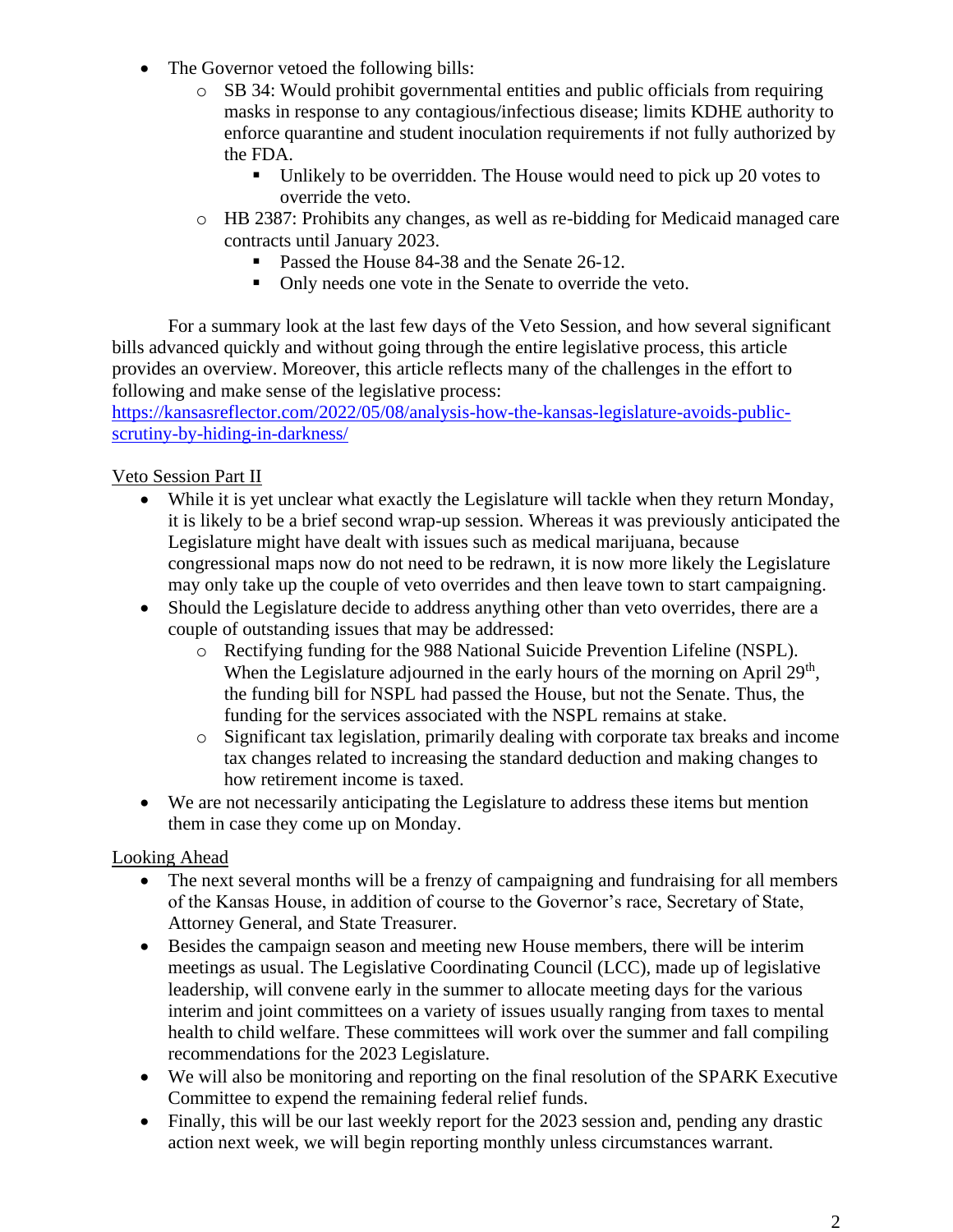- The Governor vetoed the following bills:
  - SB 34: Would prohibit governmental entities and public officials from requiring masks in response to any contagious/infectious disease; limits KDHE authority to enforce quarantine and student inoculation requirements if not fully authorized by the FDA.
    - Unlikely to be overridden. The House would need to pick up 20 votes to override the veto.
  - HB 2387: Prohibits any changes, as well as re-bidding for Medicaid managed care contracts until January 2023.
    - Passed the House 84-38 and the Senate 26-12.
    - Only needs one vote in the Senate to override the veto.

For a summary look at the last few days of the Veto Session, and how several significant bills advanced quickly and without going through the entire legislative process, this article provides an overview. Moreover, this article reflects many of the challenges in the effort to following and make sense of the legislative process: [https://kansasreflector.com/2022/05/08/analysis-how-the-kansas-legislature-avoids-public-scrutiny-by-hiding-in-darkness/](https://kansasreflector.com/2022/05/08/analysis-how-the-kansas-legislature-avoids-public-scrutiny-by-hiding-in-darkness/)

<u>Veto Session Part II</u>

- While it is yet unclear what exactly the Legislature will tackle when they return Monday, it is likely to be a brief second wrap-up session. Whereas it was previously anticipated the Legislature might have dealt with issues such as medical marijuana, because congressional maps now do not need to be redrawn, it is now more likely the Legislature may only take up the couple of veto overrides and then leave town to start campaigning.
- Should the Legislature decide to address anything other than veto overrides, there are a couple of outstanding issues that may be addressed:
  - Rectifying funding for the 988 National Suicide Prevention Lifeline (NSPL). When the Legislature adjourned in the early hours of the morning on April 29th, the funding bill for NSPL had passed the House, but not the Senate. Thus, the funding for the services associated with the NSPL remains at stake.
  - Significant tax legislation, primarily dealing with corporate tax breaks and income tax changes related to increasing the standard deduction and making changes to how retirement income is taxed.
- We are not necessarily anticipating the Legislature to address these items but mention them in case they come up on Monday.

<u>Looking Ahead</u>

- The next several months will be a frenzy of campaigning and fundraising for all members of the Kansas House, in addition of course to the Governor's race, Secretary of State, Attorney General, and State Treasurer.
- Besides the campaign season and meeting new House members, there will be interim meetings as usual. The Legislative Coordinating Council (LCC), made up of legislative leadership, will convene early in the summer to allocate meeting days for the various interim and joint committees on a variety of issues usually ranging from taxes to mental health to child welfare. These committees will work over the summer and fall compiling recommendations for the 2023 Legislature.
- We will also be monitoring and reporting on the final resolution of the SPARK Executive Committee to expend the remaining federal relief funds.
- Finally, this will be our last weekly report for the 2023 session and, pending any drastic action next week, we will begin reporting monthly unless circumstances warrant.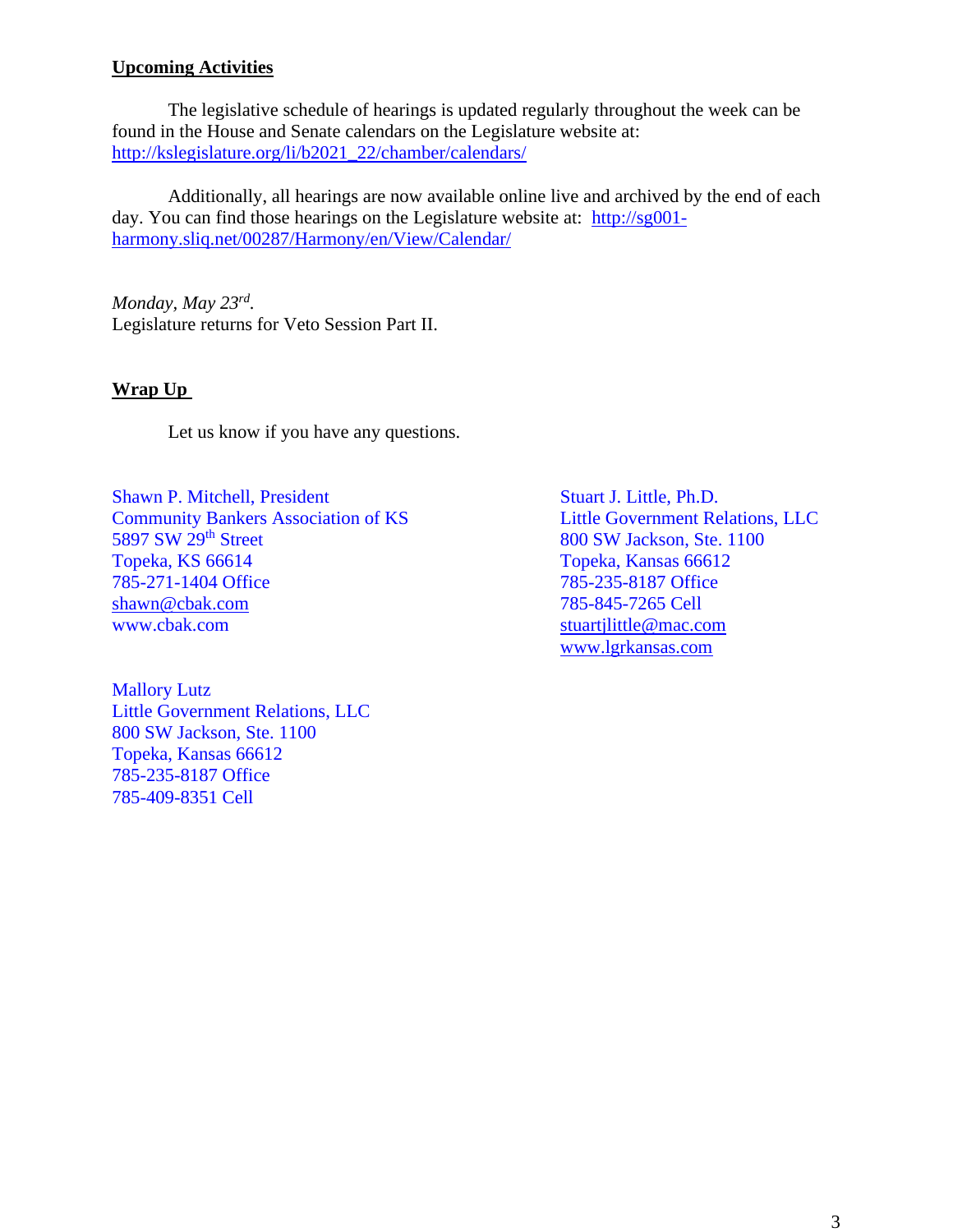**Upcoming Activities**

The legislative schedule of hearings is updated regularly throughout the week can be found in the House and Senate calendars on the Legislature website at: http://kslegislature.org/li/b2021_22/chamber/calendars/

Additionally, all hearings are now available online live and archived by the end of each day. You can find those hearings on the Legislature website at: http://sg001-harmony.sliq.net/00287/Harmony/en/View/Calendar/

*Monday, May 23rd.*
Legislature returns for Veto Session Part II.

**Wrap Up**

Let us know if you have any questions.

Shawn P. Mitchell, President
Community Bankers Association of KS
5897 SW 29th Street
Topeka, KS 66614
785-271-1404 Office
shawn@cbak.com
www.cbak.com

Stuart J. Little, Ph.D.
Little Government Relations, LLC
800 SW Jackson, Ste. 1100
Topeka, Kansas 66612
785-235-8187 Office
785-845-7265 Cell
stuartjlittle@mac.com
www.lgrkansas.com

Mallory Lutz
Little Government Relations, LLC
800 SW Jackson, Ste. 1100
Topeka, Kansas 66612
785-235-8187 Office
785-409-8351 Cell